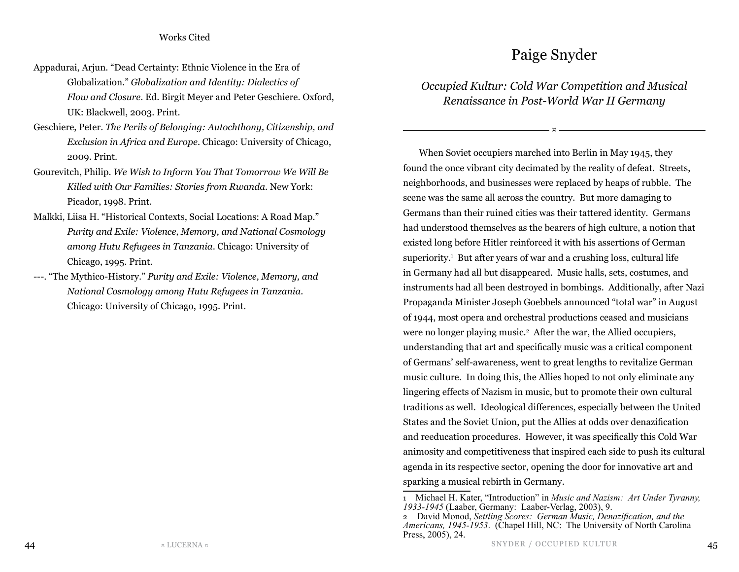Works Cited

Appadurai, Arjun. “Dead Certainty: Ethnic Violence in the Era of Globalization.” *Globalization and Identity: Dialectics of Flow and Closure*. Ed. Birgit Meyer and Peter Geschiere. Oxford, UK: Blackwell, 2003. Print.

Geschiere, Peter. *The Perils of Belonging: Autochthony, Citizenship, and Exclusion in Africa and Europe*. Chicago: University of Chicago, 2009. Print.

Gourevitch, Philip. *We Wish to Inform You That Tomorrow We Will Be Killed with Our Families: Stories from Rwanda*. New York: Picador, 1998. Print.

Malkki, Liisa H. “Historical Contexts, Social Locations: A Road Map.” *Purity and Exile: Violence, Memory, and National Cosmology among Hutu Refugees in Tanzania*. Chicago: University of Chicago, 1995. Print.

---. “The Mythico-History.” *Purity and Exile: Violence, Memory, and National Cosmology among Hutu Refugees in Tanzania*. Chicago: University of Chicago, 1995. Print.

# Paige Snyder

## *Occupied Kultur: Cold War Competition and Musical Renaissance in Post-World War II Germany*

When Soviet occupiers marched into Berlin in May 1945, they found the once vibrant city decimated by the reality of defeat. Streets, neighborhoods, and businesses were replaced by heaps of rubble. The scene was the same all across the country. But more damaging to Germans than their ruined cities was their tattered identity. Germans had understood themselves as the bearers of high culture, a notion that existed long before Hitler reinforced it with his assertions of German superiority.[1] But after years of war and a crushing loss, cultural life in Germany had all but disappeared. Music halls, sets, costumes, and instruments had all been destroyed in bombings. Additionally, after Nazi Propaganda Minister Joseph Goebbels announced “total war” in August of 1944, most opera and orchestral productions ceased and musicians were no longer playing music.[2] After the war, the Allied occupiers, understanding that art and specifically music was a critical component of Germans’ self-awareness, went to great lengths to revitalize German music culture. In doing this, the Allies hoped to not only eliminate any lingering effects of Nazism in music, but to promote their own cultural traditions as well. Ideological differences, especially between the United States and the Soviet Union, put the Allies at odds over denazification and reeducation procedures. However, it was specifically this Cold War animosity and competitiveness that inspired each side to push its cultural agenda in its respective sector, opening the door for innovative art and sparking a musical rebirth in Germany.

---

1 Michael H. Kater, “Introduction” in *Music and Nazism: Art Under Tyranny, 1933-1945* (Laaber, Germany: Laaber-Verlag, 2003), 9.

2 David Monod, *Settling Scores: German Music, Denazification, and the Americans, 1945-1953*. (Chapel Hill, NC: The University of North Carolina Press, 2005), 24.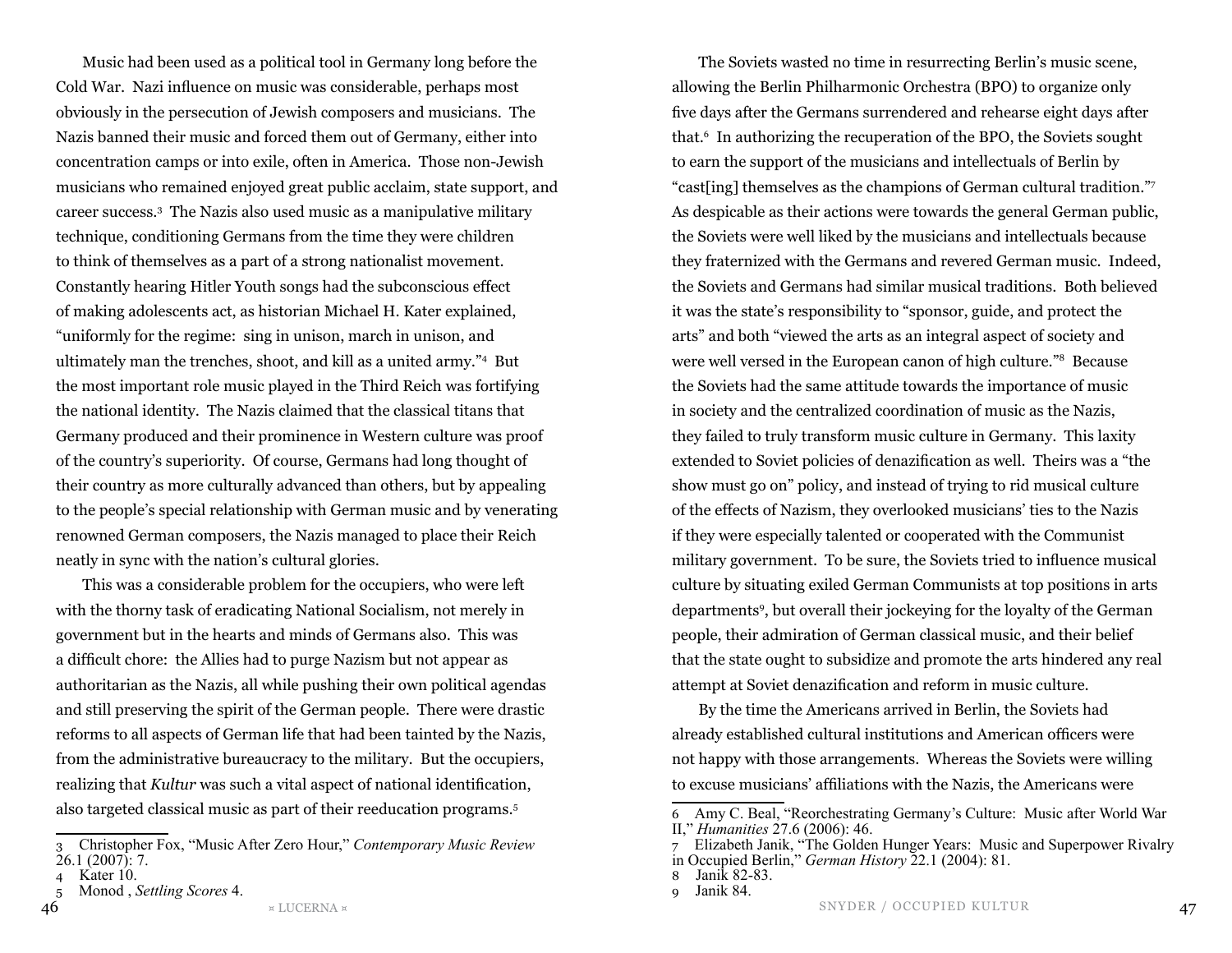Music had been used as a political tool in Germany long before the Cold War. Nazi influence on music was considerable, perhaps most obviously in the persecution of Jewish composers and musicians. The Nazis banned their music and forced them out of Germany, either into concentration camps or into exile, often in America. Those non-Jewish musicians who remained enjoyed great public acclaim, state support, and career success.[3] The Nazis also used music as a manipulative military technique, conditioning Germans from the time they were children to think of themselves as a part of a strong nationalist movement. Constantly hearing Hitler Youth songs had the subconscious effect of making adolescents act, as historian Michael H. Kater explained, "uniformly for the regime: sing in unison, march in unison, and ultimately man the trenches, shoot, and kill as a united army."[4] But the most important role music played in the Third Reich was fortifying the national identity. The Nazis claimed that the classical titans that Germany produced and their prominence in Western culture was proof of the country's superiority. Of course, Germans had long thought of their country as more culturally advanced than others, but by appealing to the people's special relationship with German music and by venerating renowned German composers, the Nazis managed to place their Reich neatly in sync with the nation's cultural glories.

This was a considerable problem for the occupiers, who were left with the thorny task of eradicating National Socialism, not merely in government but in the hearts and minds of Germans also. This was a difficult chore: the Allies had to purge Nazism but not appear as authoritarian as the Nazis, all while pushing their own political agendas and still preserving the spirit of the German people. There were drastic reforms to all aspects of German life that had been tainted by the Nazis, from the administrative bureaucracy to the military. But the occupiers, realizing that *Kultur* was such a vital aspect of national identification, also targeted classical music as part of their reeducation programs.[5]

3 Christopher Fox, "Music After Zero Hour," *Contemporary Music Review* 26.1 (2007): 7.
4 Kater 10.
5 Monod , *Settling Scores* 4.

The Soviets wasted no time in resurrecting Berlin's music scene, allowing the Berlin Philharmonic Orchestra (BPO) to organize only five days after the Germans surrendered and rehearse eight days after that.[6] In authorizing the recuperation of the BPO, the Soviets sought to earn the support of the musicians and intellectuals of Berlin by "cast[ing] themselves as the champions of German cultural tradition."[7] As despicable as their actions were towards the general German public, the Soviets were well liked by the musicians and intellectuals because they fraternized with the Germans and revered German music. Indeed, the Soviets and Germans had similar musical traditions. Both believed it was the state's responsibility to "sponsor, guide, and protect the arts" and both "viewed the arts as an integral aspect of society and were well versed in the European canon of high culture."[8] Because the Soviets had the same attitude towards the importance of music in society and the centralized coordination of music as the Nazis, they failed to truly transform music culture in Germany. This laxity extended to Soviet policies of denazification as well. Theirs was a "the show must go on" policy, and instead of trying to rid musical culture of the effects of Nazism, they overlooked musicians' ties to the Nazis if they were especially talented or cooperated with the Communist military government. To be sure, the Soviets tried to influence musical culture by situating exiled German Communists at top positions in arts departments[9], but overall their jockeying for the loyalty of the German people, their admiration of German classical music, and their belief that the state ought to subsidize and promote the arts hindered any real attempt at Soviet denazification and reform in music culture.

By the time the Americans arrived in Berlin, the Soviets had already established cultural institutions and American officers were not happy with those arrangements. Whereas the Soviets were willing to excuse musicians' affiliations with the Nazis, the Americans were

6 Amy C. Beal, "Reorchestrating Germany's Culture: Music after World War II," *Humanities* 27.6 (2006): 46.
7 Elizabeth Janik, "The Golden Hunger Years: Music and Superpower Rivalry in Occupied Berlin," *German History* 22.1 (2004): 81.
8 Janik 82-83.
9 Janik 84.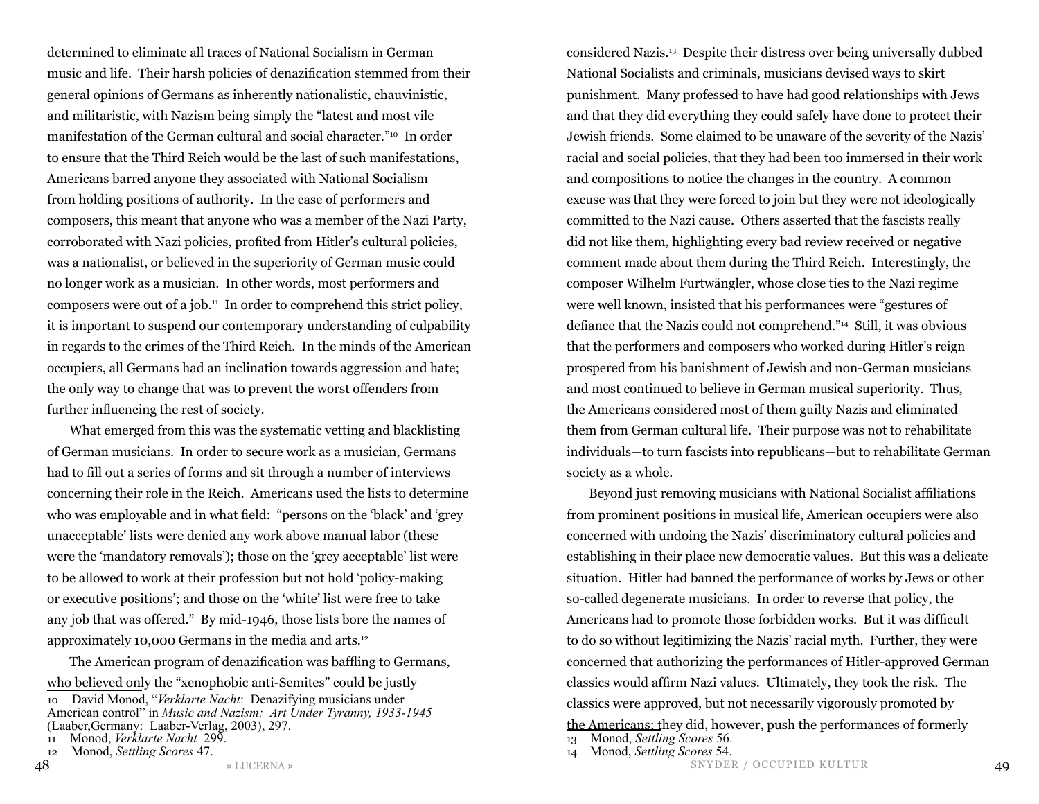determined to eliminate all traces of National Socialism in German music and life. Their harsh policies of denazification stemmed from their general opinions of Germans as inherently nationalistic, chauvinistic, and militaristic, with Nazism being simply the "latest and most vile manifestation of the German cultural and social character."[10] In order to ensure that the Third Reich would be the last of such manifestations, Americans barred anyone they associated with National Socialism from holding positions of authority. In the case of performers and composers, this meant that anyone who was a member of the Nazi Party, corroborated with Nazi policies, profited from Hitler's cultural policies, was a nationalist, or believed in the superiority of German music could no longer work as a musician. In other words, most performers and composers were out of a job.[11] In order to comprehend this strict policy, it is important to suspend our contemporary understanding of culpability in regards to the crimes of the Third Reich. In the minds of the American occupiers, all Germans had an inclination towards aggression and hate; the only way to change that was to prevent the worst offenders from further influencing the rest of society.

What emerged from this was the systematic vetting and blacklisting of German musicians. In order to secure work as a musician, Germans had to fill out a series of forms and sit through a number of interviews concerning their role in the Reich. Americans used the lists to determine who was employable and in what field: "persons on the 'black' and 'grey unacceptable' lists were denied any work above manual labor (these were the 'mandatory removals'); those on the 'grey acceptable' list were to be allowed to work at their profession but not hold 'policy-making or executive positions'; and those on the 'white' list were free to take any job that was offered." By mid-1946, those lists bore the names of approximately 10,000 Germans in the media and arts.[12]

The American program of denazification was baffling to Germans, who believed only the "xenophobic anti-Semites" could be justly considered Nazis.[13] Despite their distress over being universally dubbed National Socialists and criminals, musicians devised ways to skirt punishment. Many professed to have had good relationships with Jews and that they did everything they could safely have done to protect their Jewish friends. Some claimed to be unaware of the severity of the Nazis' racial and social policies, that they had been too immersed in their work and compositions to notice the changes in the country. A common excuse was that they were forced to join but they were not ideologically committed to the Nazi cause. Others asserted that the fascists really did not like them, highlighting every bad review received or negative comment made about them during the Third Reich. Interestingly, the composer Wilhelm Furtwängler, whose close ties to the Nazi regime were well known, insisted that his performances were "gestures of defiance that the Nazis could not comprehend."[14] Still, it was obvious that the performers and composers who worked during Hitler's reign prospered from his banishment of Jewish and non-German musicians and most continued to believe in German musical superiority. Thus, the Americans considered most of them guilty Nazis and eliminated them from German cultural life. Their purpose was not to rehabilitate individuals—to turn fascists into republicans—but to rehabilitate German society as a whole.

Beyond just removing musicians with National Socialist affiliations from prominent positions in musical life, American occupiers were also concerned with undoing the Nazis' discriminatory cultural policies and establishing in their place new democratic values. But this was a delicate situation. Hitler had banned the performance of works by Jews or other so-called degenerate musicians. In order to reverse that policy, the Americans had to promote those forbidden works. But it was difficult to do so without legitimizing the Nazis' racial myth. Further, they were concerned that authorizing the performances of Hitler-approved German classics would affirm Nazi values. Ultimately, they took the risk. The classics were approved, but not necessarily vigorously promoted by the Americans; they did, however, push the performances of formerly

---

10 David Monod, "*Verklarte Nacht*: Denazifying musicians under American control" in *Music and Nazism: Art Under Tyranny, 1933-1945* (Laaber,Germany: Laaber-Verlag, 2003), 297.

11 Monod, *Verklarte Nacht* 299.

12 Monod, *Settling Scores* 47.

13 Monod, *Settling Scores* 56.

14 Monod, *Settling Scores* 54.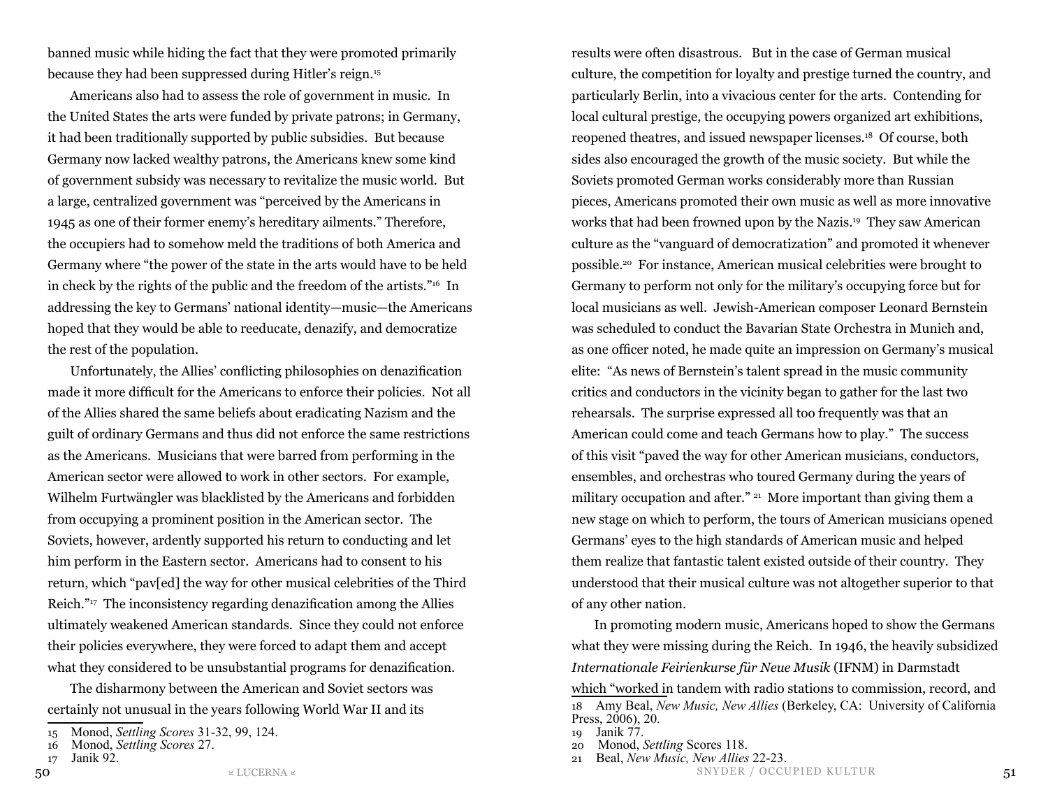banned music while hiding the fact that they were promoted primarily because they had been suppressed during Hitler's reign.[15]

Americans also had to assess the role of government in music. In the United States the arts were funded by private patrons; in Germany, it had been traditionally supported by public subsidies. But because Germany now lacked wealthy patrons, the Americans knew some kind of government subsidy was necessary to revitalize the music world. But a large, centralized government was "perceived by the Americans in 1945 as one of their former enemy's hereditary ailments." Therefore, the occupiers had to somehow meld the traditions of both America and Germany where "the power of the state in the arts would have to be held in check by the rights of the public and the freedom of the artists."[16] In addressing the key to Germans' national identity—music—the Americans hoped that they would be able to reeducate, denazify, and democratize the rest of the population.

Unfortunately, the Allies' conflicting philosophies on denazification made it more difficult for the Americans to enforce their policies. Not all of the Allies shared the same beliefs about eradicating Nazism and the guilt of ordinary Germans and thus did not enforce the same restrictions as the Americans. Musicians that were barred from performing in the American sector were allowed to work in other sectors. For example, Wilhelm Furtwängler was blacklisted by the Americans and forbidden from occupying a prominent position in the American sector. The Soviets, however, ardently supported his return to conducting and let him perform in the Eastern sector. Americans had to consent to his return, which "pav[ed] the way for other musical celebrities of the Third Reich."[17] The inconsistency regarding denazification among the Allies ultimately weakened American standards. Since they could not enforce their policies everywhere, they were forced to adapt them and accept what they considered to be unsubstantial programs for denazification.

The disharmony between the American and Soviet sectors was certainly not unusual in the years following World War II and its results were often disastrous. But in the case of German musical culture, the competition for loyalty and prestige turned the country, and particularly Berlin, into a vivacious center for the arts. Contending for local cultural prestige, the occupying powers organized art exhibitions, reopened theatres, and issued newspaper licenses.[18] Of course, both sides also encouraged the growth of the music society. But while the Soviets promoted German works considerably more than Russian pieces, Americans promoted their own music as well as more innovative works that had been frowned upon by the Nazis.[19] They saw American culture as the "vanguard of democratization" and promoted it whenever possible.[20] For instance, American musical celebrities were brought to Germany to perform not only for the military's occupying force but for local musicians as well. Jewish-American composer Leonard Bernstein was scheduled to conduct the Bavarian State Orchestra in Munich and, as one officer noted, he made quite an impression on Germany's musical elite: "As news of Bernstein's talent spread in the music community critics and conductors in the vicinity began to gather for the last two rehearsals. The surprise expressed all too frequently was that an American could come and teach Germans how to play." The success of this visit "paved the way for other American musicians, conductors, ensembles, and orchestras who toured Germany during the years of military occupation and after."[21] More important than giving them a new stage on which to perform, the tours of American musicians opened Germans' eyes to the high standards of American music and helped them realize that fantastic talent existed outside of their country. They understood that their musical culture was not altogether superior to that of any other nation.

In promoting modern music, Americans hoped to show the Germans what they were missing during the Reich. In 1946, the heavily subsidized *Internationale Feirienkurse für Neue Musik* (IFNM) in Darmstadt which "worked in tandem with radio stations to commission, record, and

---

15 Monod, *Settling Scores* 31-32, 99, 124.

16 Monod, *Settling Scores* 27.

17 Janik 92.

18 Amy Beal, *New Music, New Allies* (Berkeley, CA: University of California Press, 2006), 20.

19 Janik 77.

20 Monod, *Settling* Scores 118.

21 Beal, *New Music, New Allies* 22-23.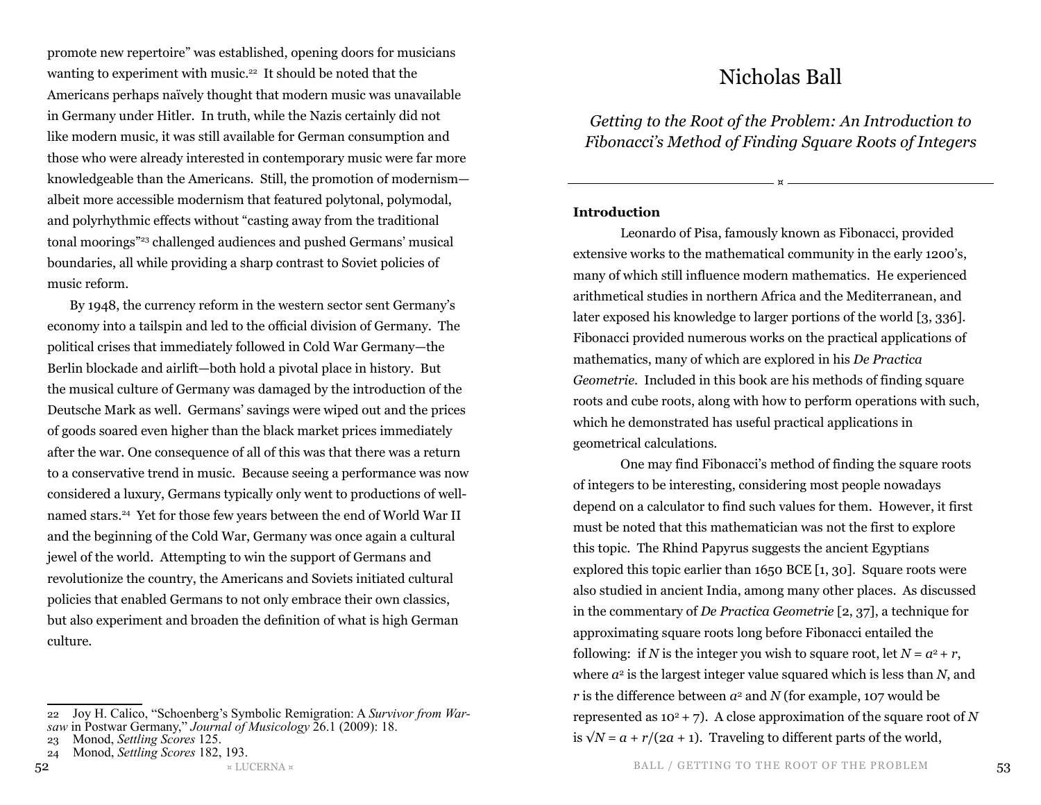promote new repertoire" was established, opening doors for musicians wanting to experiment with music.[22] It should be noted that the Americans perhaps naïvely thought that modern music was unavailable in Germany under Hitler. In truth, while the Nazis certainly did not like modern music, it was still available for German consumption and those who were already interested in contemporary music were far more knowledgeable than the Americans. Still, the promotion of modernism—albeit more accessible modernism that featured polytonal, polymodal, and polyrhythmic effects without "casting away from the traditional tonal moorings"[23] challenged audiences and pushed Germans' musical boundaries, all while providing a sharp contrast to Soviet policies of music reform.

By 1948, the currency reform in the western sector sent Germany's economy into a tailspin and led to the official division of Germany. The political crises that immediately followed in Cold War Germany—the Berlin blockade and airlift—both hold a pivotal place in history. But the musical culture of Germany was damaged by the introduction of the Deutsche Mark as well. Germans' savings were wiped out and the prices of goods soared even higher than the black market prices immediately after the war. One consequence of all of this was that there was a return to a conservative trend in music. Because seeing a performance was now considered a luxury, Germans typically only went to productions of well-named stars.[24] Yet for those few years between the end of World War II and the beginning of the Cold War, Germany was once again a cultural jewel of the world. Attempting to win the support of Germans and revolutionize the country, the Americans and Soviets initiated cultural policies that enabled Germans to not only embrace their own classics, but also experiment and broaden the definition of what is high German culture.

22 Joy H. Calico, "Schoenberg's Symbolic Remigration: A *Survivor from Warsaw* in Postwar Germany," *Journal of Musicology* 26.1 (2009): 18.

23 Monod, *Settling Scores* 125.

24 Monod, *Settling Scores* 182, 193.

# Nicholas Ball

## *Getting to the Root of the Problem: An Introduction to Fibonacci's Method of Finding Square Roots of Integers*

### Introduction

Leonardo of Pisa, famously known as Fibonacci, provided extensive works to the mathematical community in the early 1200's, many of which still influence modern mathematics. He experienced arithmetical studies in northern Africa and the Mediterranean, and later exposed his knowledge to larger portions of the world [3, 336]. Fibonacci provided numerous works on the practical applications of mathematics, many of which are explored in his *De Practica Geometrie*. Included in this book are his methods of finding square roots and cube roots, along with how to perform operations with such, which he demonstrated has useful practical applications in geometrical calculations.

One may find Fibonacci's method of finding the square roots of integers to be interesting, considering most people nowadays depend on a calculator to find such values for them. However, it first must be noted that this mathematician was not the first to explore this topic. The Rhind Papyrus suggests the ancient Egyptians explored this topic earlier than 1650 BCE [1, 30]. Square roots were also studied in ancient India, among many other places. As discussed in the commentary of *De Practica Geometrie* [2, 37], a technique for approximating square roots long before Fibonacci entailed the following: if $N$ is the integer you wish to square root, let $N = a^2 + r$, where $a^2$ is the largest integer value squared which is less than $N$, and $r$ is the difference between $a^2$ and $N$ (for example, 107 would be represented as $10^2 + 7$). A close approximation of the square root of $N$ is $\sqrt{N} = a + r/(2a + 1)$. Traveling to different parts of the world,